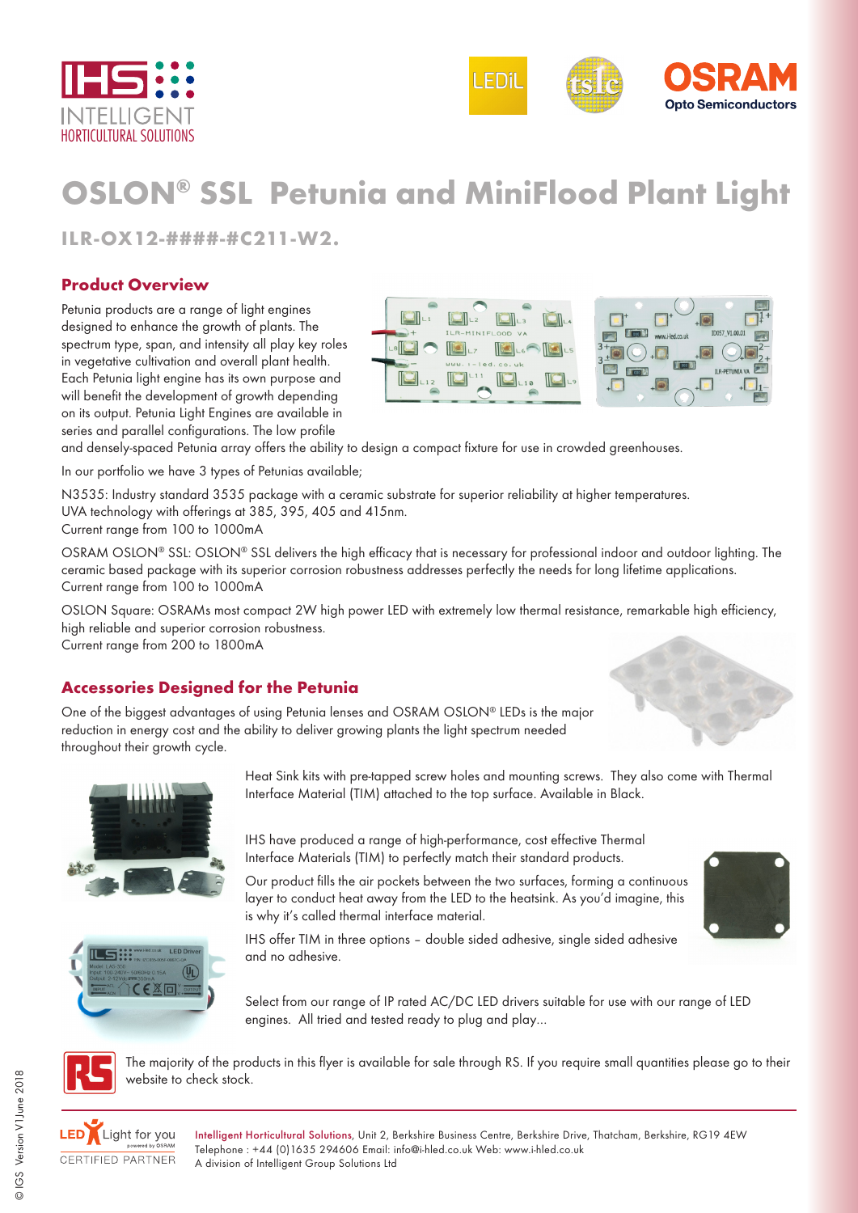# OSLON® SSL Petunia and MiniFlood Plant Light

## ILR-OX12-####-#C211-W2.

### Product Overview

Petunia products are a range of light engines designed to enhance the growth of plants. The spectrum type, span, and intensity all play key roles in vegetative cultivation and overall plant health. Each Petunia light engine has its own purpose and will benefit the development of growth depending on its output. Petunia Light Engines are available in series and parallel configurations. The low profile and densely-spaced Petunia array offers the ability to design a compact fixture for use in crowded greenhouses.

In our portfolio we have 3 types of Petunias available;

N3535: Industry standard 3535 package with a ceramic substrate for superior reliability at higher temperatures.
UVA technology with offerings at 385, 395, 405 and 415nm.
Current range from 100 to 1000mA

OSRAM OSLON® SSL: OSLON® SSL delivers the high efficacy that is necessary for professional indoor and outdoor lighting. The ceramic based package with its superior corrosion robustness addresses perfectly the needs for long lifetime applications.
Current range from 100 to 1000mA

OSLON Square: OSRAMs most compact 2W high power LED with extremely low thermal resistance, remarkable high efficiency, high reliable and superior corrosion robustness.
Current range from 200 to 1800mA

### Accessories Designed for the Petunia

One of the biggest advantages of using Petunia lenses and OSRAM OSLON® LEDs is the major reduction in energy cost and the ability to deliver growing plants the light spectrum needed throughout their growth cycle.

Heat Sink kits with pre-tapped screw holes and mounting screws. They also come with Thermal Interface Material (TIM) attached to the top surface. Available in Black.

IHS have produced a range of high-performance, cost effective Thermal Interface Materials (TIM) to perfectly match their standard products.

Our product fills the air pockets between the two surfaces, forming a continuous layer to conduct heat away from the LED to the heatsink. As you'd imagine, this is why it's called thermal interface material.

IHS offer TIM in three options – double sided adhesive, single sided adhesive and no adhesive.

Select from our range of IP rated AC/DC LED drivers suitable for use with our range of LED engines. All tried and tested ready to plug and play...

The majority of the products in this flyer is available for sale through RS. If you require small quantities please go to their website to check stock.

Intelligent Horticultural Solutions, Unit 2, Berkshire Business Centre, Berkshire Drive, Thatcham, Berkshire, RG19 4EW
Telephone : +44 (0)1635 294606 Email: info@i-hled.co.uk Web: www.i-hled.co.uk
A division of Intelligent Group Solutions Ltd

© IGS Version V1June 2018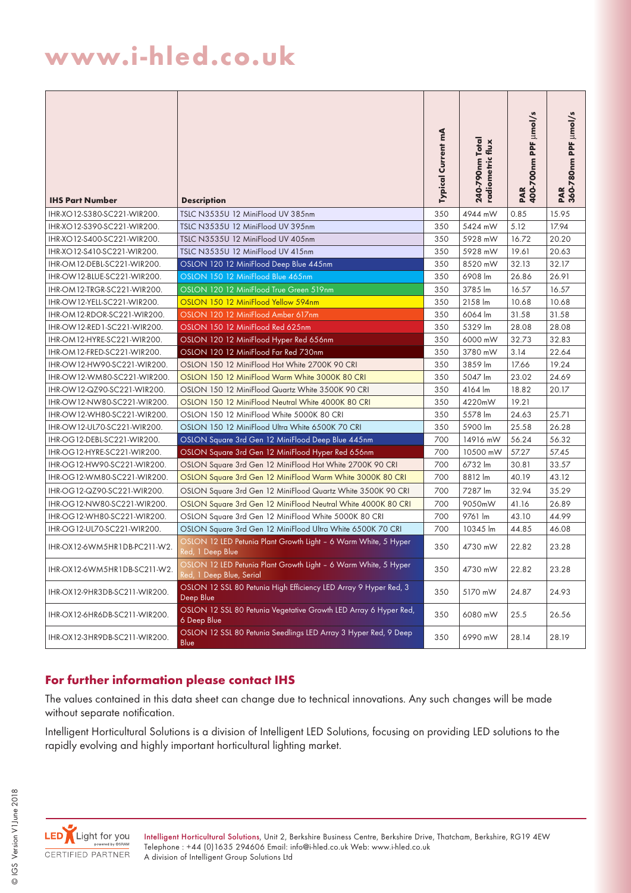# www.i-hled.co.uk

| IHS Part Number | Description | Typical Current mA | 240-790nm Total radiometric flux | PAR 400-700nm PPF µmol/s | PAR 360-780nm PPF µmol/s |
|---|---|---|---|---|---|
| IHR-XO12-S380-SC221-WIR200. | TSLC N3535U 12 MiniFlood UV 385nm | 350 | 4944 mW | 0.85 | 15.95 |
| IHR-XO12-S390-SC221-WIR200. | TSLC N3535U 12 MiniFlood UV 395nm | 350 | 5424 mW | 5.12 | 17.94 |
| IHR-XO12-S400-SC221-WIR200. | TSLC N3535U 12 MiniFlood UV 405nm | 350 | 5928 mW | 16.72 | 20.20 |
| IHR-XO12-S410-SC221-WIR200. | TSLC N3535U 12 MiniFlood UV 415nm | 350 | 5928 mW | 19.61 | 20.63 |
| IHR-OM12-DEBL-SC221-WIR200. | OSLON 120 12 MiniFlood Deep Blue 445nm | 350 | 8520 mW | 32.13 | 32.17 |
| IHR-OW12-BLUE-SC221-WIR200. | OSLON 150 12 MiniFlood Blue 465nm | 350 | 6908 lm | 26.86 | 26.91 |
| IHR-OM12-TRGR-SC221-WIR200. | OSLON 120 12 MiniFlood True Green 519nm | 350 | 3785 lm | 16.57 | 16.57 |
| IHR-OW12-YELL-SC221-WIR200. | OSLON 150 12 MiniFlood Yellow 594nm | 350 | 2158 lm | 10.68 | 10.68 |
| IHR-OM12-RDOR-SC221-WIR200. | OSLON 120 12 MiniFlood Amber 617nm | 350 | 6064 lm | 31.58 | 31.58 |
| IHR-OW12-RED1-SC221-WIR200. | OSLON 150 12 MiniFlood Red 625nm | 350 | 5329 lm | 28.08 | 28.08 |
| IHR-OM12-HYRE-SC221-WIR200. | OSLON 120 12 MiniFlood Hyper Red 656nm | 350 | 6000 mW | 32.73 | 32.83 |
| IHR-OM12-FRED-SC221-WIR200. | OSLON 120 12 MiniFlood Far Red 730nm | 350 | 3780 mW | 3.14 | 22.64 |
| IHR-OW12-HW90-SC221-WIR200. | OSLON 150 12 MiniFlood Hot White 2700K 90 CRI | 350 | 3859 lm | 17.66 | 19.24 |
| IHR-OW12-WM80-SC221-WIR200. | OSLON 150 12 MiniFlood Warm White 3000K 80 CRI | 350 | 5047 lm | 23.02 | 24.69 |
| IHR-OW12-QZ90-SC221-WIR200. | OSLON 150 12 MiniFlood Quartz White 3500K 90 CRI | 350 | 4164 lm | 18.82 | 20.17 |
| IHR-OW12-NW80-SC221-WIR200. | OSLON 150 12 MiniFlood Neutral White 4000K 80 CRI | 350 | 4220mW | 19.21 | |
| IHR-OW12-WH80-SC221-WIR200. | OSLON 150 12 MiniFlood White 5000K 80 CRI | 350 | 5578 lm | 24.63 | 25.71 |
| IHR-OW12-UL70-SC221-WIR200. | OSLON 150 12 MiniFlood Ultra White 6500K 70 CRI | 350 | 5900 lm | 25.58 | 26.28 |
| IHR-OG12-DEBL-SC221-WIR200. | OSLON Square 3rd Gen 12 MiniFlood Deep Blue 445nm | 700 | 14916 mW | 56.24 | 56.32 |
| IHR-OG12-HYRE-SC221-WIR200. | OSLON Square 3rd Gen 12 MiniFlood Hyper Red 656nm | 700 | 10500 mW | 57.27 | 57.45 |
| IHR-OG12-HW90-SC221-WIR200. | OSLON Square 3rd Gen 12 MiniFlood Hot White 2700K 90 CRI | 700 | 6732 lm | 30.81 | 33.57 |
| IHR-OG12-WM80-SC221-WIR200. | OSLON Square 3rd Gen 12 MiniFlood Warm White 3000K 80 CRI | 700 | 8812 lm | 40.19 | 43.12 |
| IHR-OG12-QZ90-SC221-WIR200. | OSLON Square 3rd Gen 12 MiniFlood Quartz White 3500K 90 CRI | 700 | 7287 lm | 32.94 | 35.29 |
| IHR-OG12-NW80-SC221-WIR200. | OSLON Square 3rd Gen 12 MiniFlood Neutral White 4000K 80 CRI | 700 | 9050mW | 41.16 | 26.89 |
| IHR-OG12-WH80-SC221-WIR200. | OSLON Square 3rd Gen 12 MiniFlood White 5000K 80 CRI | 700 | 9761 lm | 43.10 | 44.99 |
| IHR-OG12-UL70-SC221-WIR200. | OSLON Square 3rd Gen 12 MiniFlood Ultra White 6500K 70 CRI | 700 | 10345 lm | 44.85 | 46.08 |
| IHR-OX12-6WM5HR1DB-PC211-W2. | OSLON 12 LED Petunia Plant Growth Light - 6 Warm White, 5 Hyper Red, 1 Deep Blue | 350 | 4730 mW | 22.82 | 23.28 |
| IHR-OX12-6WM5HR1DB-SC211-W2. | OSLON 12 LED Petunia Plant Growth Light - 6 Warm White, 5 Hyper Red, 1 Deep Blue, Serial | 350 | 4730 mW | 22.82 | 23.28 |
| IHR-OX12-9HR3DB-SC211-WIR200. | OSLON 12 SSL 80 Petunia High Efficiency LED Array 9 Hyper Red, 3 Deep Blue | 350 | 5170 mW | 24.87 | 24.93 |
| IHR-OX12-6HR6DB-SC211-WIR200. | OSLON 12 SSL 80 Petunia Vegetative Growth LED Array 6 Hyper Red, 6 Deep Blue | 350 | 6080 mW | 25.5 | 26.56 |
| IHR-OX12-3HR9DB-SC211-WIR200. | OSLON 12 SSL 80 Petunia Seedlings LED Array 3 Hyper Red, 9 Deep Blue | 350 | 6990 mW | 28.14 | 28.19 |

## For further information please contact IHS

The values contained in this data sheet can change due to technical innovations. Any such changes will be made without separate notification.

Intelligent Horticultural Solutions is a division of Intelligent LED Solutions, focusing on providing LED solutions to the rapidly evolving and highly important horticultural lighting market.

© IGS Version V1June 2018

LED Light for you powered by OSRAM CERTIFIED PARTNER

Intelligent Horticultural Solutions, Unit 2, Berkshire Business Centre, Berkshire Drive, Thatcham, Berkshire, RG19 4EW
Telephone : +44 (0)1635 294606 Email: info@i-hled.co.uk Web: www.i-hled.co.uk
A division of Intelligent Group Solutions Ltd